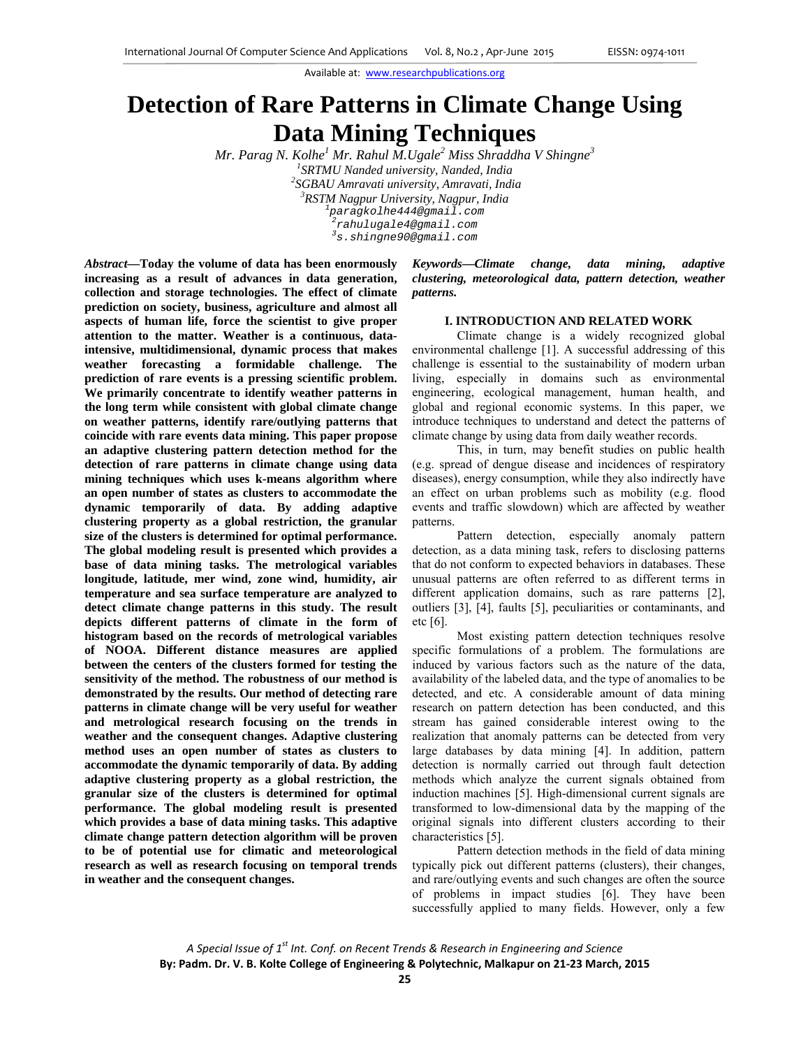# Detection of Rare Patterns in Climate Change Using Data Mining Techniques

*Mr. Parag N. Kolhe[1] Mr. Rahul M.Ugale[2] Miss Shraddha V Shingne[3]*

[1]*SRTMU Nanded university, Nanded, India*
[2]*SGBAU Amravati university, Amravati, India*
[3]*RSTM Nagpur University, Nagpur, India*
[1]paragkolhe444@gmail.com
[2]rahulugale4@gmail.com
[3]s.shingne90@gmail.com

***Abstract*—Today the volume of data has been enormously increasing as a result of advances in data generation, collection and storage technologies. The effect of climate prediction on society, business, agriculture and almost all aspects of human life, force the scientist to give proper attention to the matter. Weather is a continuous, data-intensive, multidimensional, dynamic process that makes weather forecasting a formidable challenge. The prediction of rare events is a pressing scientific problem. We primarily concentrate to identify weather patterns in the long term while consistent with global climate change on weather patterns, identify rare/outlying patterns that coincide with rare events data mining. This paper propose an adaptive clustering pattern detection method for the detection of rare patterns in climate change using data mining techniques which uses k-means algorithm where an open number of states as clusters to accommodate the dynamic temporarily of data. By adding adaptive clustering property as a global restriction, the granular size of the clusters is determined for optimal performance. The global modeling result is presented which provides a base of data mining tasks. The metrological variables longitude, latitude, mer wind, zone wind, humidity, air temperature and sea surface temperature are analyzed to detect climate change patterns in this study. The result depicts different patterns of climate in the form of histogram based on the records of metrological variables of NOOA. Different distance measures are applied between the centers of the clusters formed for testing the sensitivity of the method. The robustness of our method is demonstrated by the results. Our method of detecting rare patterns in climate change will be very useful for weather and metrological research focusing on the trends in weather and the consequent changes. Adaptive clustering method uses an open number of states as clusters to accommodate the dynamic temporarily of data. By adding adaptive clustering property as a global restriction, the granular size of the clusters is determined for optimal performance. The global modeling result is presented which provides a base of data mining tasks. This adaptive climate change pattern detection algorithm will be proven to be of potential use for climatic and meteorological research as well as research focusing on temporal trends in weather and the consequent changes.**

***Keywords*—Climate change, data mining, adaptive clustering, meteorological data, pattern detection, weather patterns.**

## I. INTRODUCTION AND RELATED WORK

Climate change is a widely recognized global environmental challenge [1]. A successful addressing of this challenge is essential to the sustainability of modern urban living, especially in domains such as environmental engineering, ecological management, human health, and global and regional economic systems. In this paper, we introduce techniques to understand and detect the patterns of climate change by using data from daily weather records.

This, in turn, may benefit studies on public health (e.g. spread of dengue disease and incidences of respiratory diseases), energy consumption, while they also indirectly have an effect on urban problems such as mobility (e.g. flood events and traffic slowdown) which are affected by weather patterns.

Pattern detection, especially anomaly pattern detection, as a data mining task, refers to disclosing patterns that do not conform to expected behaviors in databases. These unusual patterns are often referred to as different terms in different application domains, such as rare patterns [2], outliers [3], [4], faults [5], peculiarities or contaminants, and etc [6].

Most existing pattern detection techniques resolve specific formulations of a problem. The formulations are induced by various factors such as the nature of the data, availability of the labeled data, and the type of anomalies to be detected, and etc. A considerable amount of data mining research on pattern detection has been conducted, and this stream has gained considerable interest owing to the realization that anomaly patterns can be detected from very large databases by data mining [4]. In addition, pattern detection is normally carried out through fault detection methods which analyze the current signals obtained from induction machines [5]. High-dimensional current signals are transformed to low-dimensional data by the mapping of the original signals into different clusters according to their characteristics [5].

Pattern detection methods in the field of data mining typically pick out different patterns (clusters), their changes, and rare/outlying events and such changes are often the source of problems in impact studies [6]. They have been successfully applied to many fields. However, only a few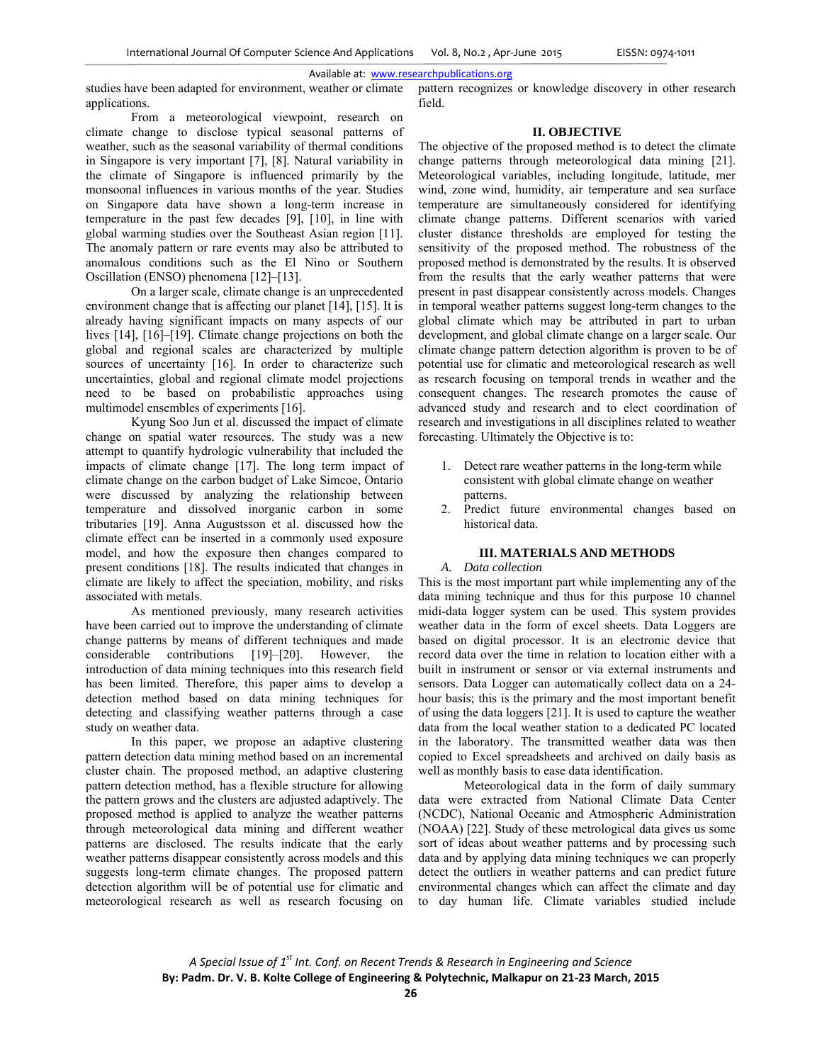studies have been adapted for environment, weather or climate applications.

From a meteorological viewpoint, research on climate change to disclose typical seasonal patterns of weather, such as the seasonal variability of thermal conditions in Singapore is very important [7], [8]. Natural variability in the climate of Singapore is influenced primarily by the monsoonal influences in various months of the year. Studies on Singapore data have shown a long-term increase in temperature in the past few decades [9], [10], in line with global warming studies over the Southeast Asian region [11]. The anomaly pattern or rare events may also be attributed to anomalous conditions such as the El Nino or Southern Oscillation (ENSO) phenomena [12]–[13].

On a larger scale, climate change is an unprecedented environment change that is affecting our planet [14], [15]. It is already having significant impacts on many aspects of our lives [14], [16]–[19]. Climate change projections on both the global and regional scales are characterized by multiple sources of uncertainty [16]. In order to characterize such uncertainties, global and regional climate model projections need to be based on probabilistic approaches using multimodel ensembles of experiments [16].

Kyung Soo Jun et al. discussed the impact of climate change on spatial water resources. The study was a new attempt to quantify hydrologic vulnerability that included the impacts of climate change [17]. The long term impact of climate change on the carbon budget of Lake Simcoe, Ontario were discussed by analyzing the relationship between temperature and dissolved inorganic carbon in some tributaries [19]. Anna Augustsson et al. discussed how the climate effect can be inserted in a commonly used exposure model, and how the exposure then changes compared to present conditions [18]. The results indicated that changes in climate are likely to affect the speciation, mobility, and risks associated with metals.

As mentioned previously, many research activities have been carried out to improve the understanding of climate change patterns by means of different techniques and made considerable contributions [19]–[20]. However, the introduction of data mining techniques into this research field has been limited. Therefore, this paper aims to develop a detection method based on data mining techniques for detecting and classifying weather patterns through a case study on weather data.

In this paper, we propose an adaptive clustering pattern detection data mining method based on an incremental cluster chain. The proposed method, an adaptive clustering pattern detection method, has a flexible structure for allowing the pattern grows and the clusters are adjusted adaptively. The proposed method is applied to analyze the weather patterns through meteorological data mining and different weather patterns are disclosed. The results indicate that the early weather patterns disappear consistently across models and this suggests long-term climate changes. The proposed pattern detection algorithm will be of potential use for climatic and meteorological research as well as research focusing on pattern recognizes or knowledge discovery in other research field.

## II. OBJECTIVE

The objective of the proposed method is to detect the climate change patterns through meteorological data mining [21]. Meteorological variables, including longitude, latitude, mer wind, zone wind, humidity, air temperature and sea surface temperature are simultaneously considered for identifying climate change patterns. Different scenarios with varied cluster distance thresholds are employed for testing the sensitivity of the proposed method. The robustness of the proposed method is demonstrated by the results. It is observed from the results that the early weather patterns that were present in past disappear consistently across models. Changes in temporal weather patterns suggest long-term changes to the global climate which may be attributed in part to urban development, and global climate change on a larger scale. Our climate change pattern detection algorithm is proven to be of potential use for climatic and meteorological research as well as research focusing on temporal trends in weather and the consequent changes. The research promotes the cause of advanced study and research and to elect coordination of research and investigations in all disciplines related to weather forecasting. Ultimately the Objective is to:

1. Detect rare weather patterns in the long-term while consistent with global climate change on weather patterns.
2. Predict future environmental changes based on historical data.

## III. MATERIALS AND METHODS

### *A. Data collection*

This is the most important part while implementing any of the data mining technique and thus for this purpose 10 channel midi-data logger system can be used. This system provides weather data in the form of excel sheets. Data Loggers are based on digital processor. It is an electronic device that record data over the time in relation to location either with a built in instrument or sensor or via external instruments and sensors. Data Logger can automatically collect data on a 24-hour basis; this is the primary and the most important benefit of using the data loggers [21]. It is used to capture the weather data from the local weather station to a dedicated PC located in the laboratory. The transmitted weather data was then copied to Excel spreadsheets and archived on daily basis as well as monthly basis to ease data identification.

Meteorological data in the form of daily summary data were extracted from National Climate Data Center (NCDC), National Oceanic and Atmospheric Administration (NOAA) [22]. Study of these metrological data gives us some sort of ideas about weather patterns and by processing such data and by applying data mining techniques we can properly detect the outliers in weather patterns and can predict future environmental changes which can affect the climate and day to day human life. Climate variables studied include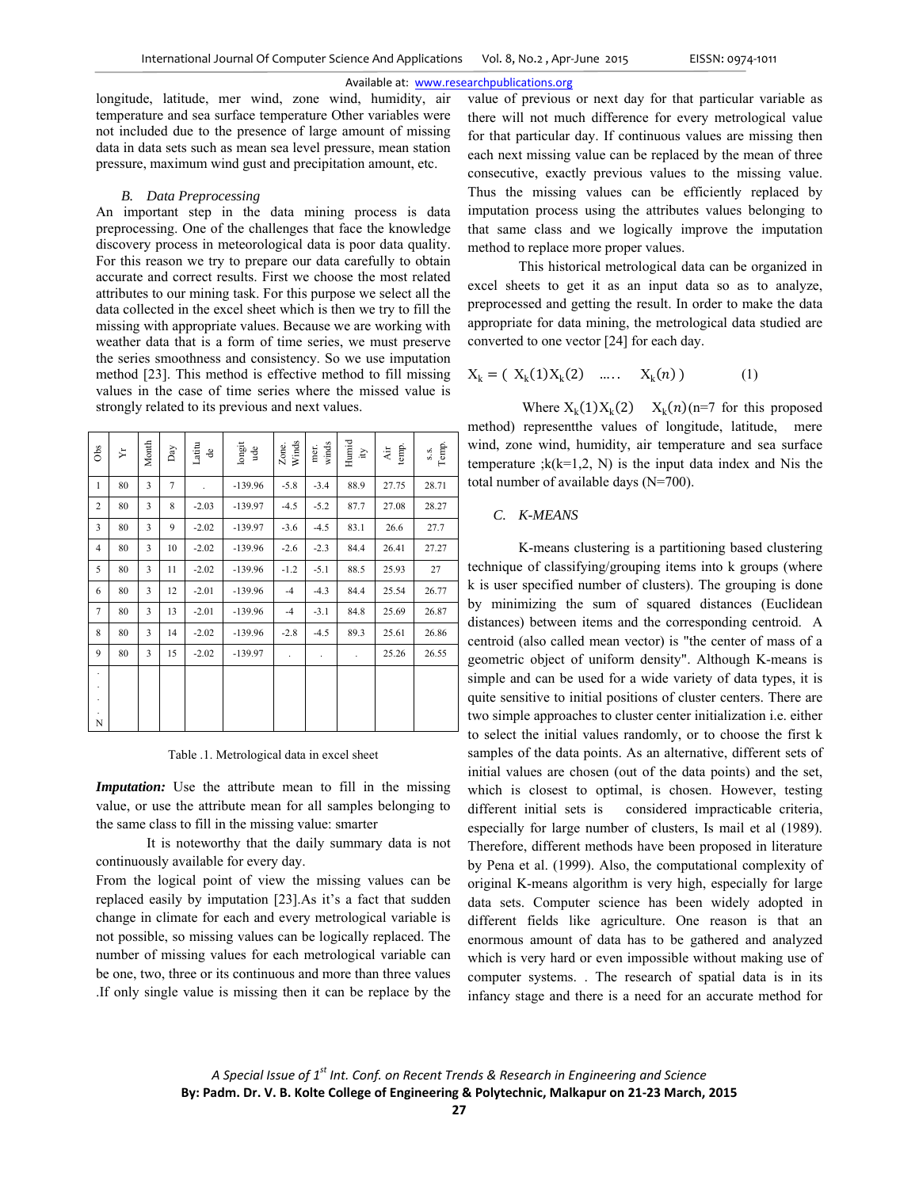longitude, latitude, mer wind, zone wind, humidity, air temperature and sea surface temperature Other variables were not included due to the presence of large amount of missing data in data sets such as mean sea level pressure, mean station pressure, maximum wind gust and precipitation amount, etc.

### *B. Data Preprocessing*

An important step in the data mining process is data preprocessing. One of the challenges that face the knowledge discovery process in meteorological data is poor data quality. For this reason we try to prepare our data carefully to obtain accurate and correct results. First we choose the most related attributes to our mining task. For this purpose we select all the data collected in the excel sheet which is then we try to fill the missing with appropriate values. Because we are working with weather data that is a form of time series, we must preserve the series smoothness and consistency. So we use imputation method [23]. This method is effective method to fill missing values in the case of time series where the missed value is strongly related to its previous and next values.

| Obs | Yr | Month | Day | Latitude | longitude | Zone. Winds | mer. winds | Humidity | Air temp. | s.s. Temp. |
|---|---|---|---|---|---|---|---|---|---|---|
| 1 | 80 | 3 | 7 | . | -139.96 | -5.8 | -3.4 | 88.9 | 27.75 | 28.71 |
| 2 | 80 | 3 | 8 | -2.03 | -139.97 | -4.5 | -5.2 | 87.7 | 27.08 | 28.27 |
| 3 | 80 | 3 | 9 | -2.02 | -139.97 | -3.6 | -4.5 | 83.1 | 26.6 | 27.7 |
| 4 | 80 | 3 | 10 | -2.02 | -139.96 | -2.6 | -2.3 | 84.4 | 26.41 | 27.27 |
| 5 | 80 | 3 | 11 | -2.02 | -139.96 | -1.2 | -5.1 | 88.5 | 25.93 | 27 |
| 6 | 80 | 3 | 12 | -2.01 | -139.96 | -4 | -4.3 | 84.4 | 25.54 | 26.77 |
| 7 | 80 | 3 | 13 | -2.01 | -139.96 | -4 | -3.1 | 84.8 | 25.69 | 26.87 |
| 8 | 80 | 3 | 14 | -2.02 | -139.96 | -2.8 | -4.5 | 89.3 | 25.61 | 26.86 |
| 9 | 80 | 3 | 15 | -2.02 | -139.97 | . | . | . | 25.26 | 26.55 |
| . . . . N | | | | | | | | | | |

Table .1. Metrological data in excel sheet

***Imputation:*** Use the attribute mean to fill in the missing value, or use the attribute mean for all samples belonging to the same class to fill in the missing value: smarter

It is noteworthy that the daily summary data is not continuously available for every day.

From the logical point of view the missing values can be replaced easily by imputation [23].As it's a fact that sudden change in climate for each and every metrological variable is not possible, so missing values can be logically replaced. The number of missing values for each metrological variable can be one, two, three or its continuous and more than three values .If only single value is missing then it can be replace by the value of previous or next day for that particular variable as there will not much difference for every metrological value for that particular day. If continuous values are missing then each next missing value can be replaced by the mean of three consecutive, exactly previous values to the missing value. Thus the missing values can be efficiently replaced by imputation process using the attributes values belonging to that same class and we logically improve the imputation method to replace more proper values.

This historical metrological data can be organized in excel sheets to get it as an input data so as to analyze, preprocessed and getting the result. In order to make the data appropriate for data mining, the metrological data studied are converted to one vector [24] for each day.

$$X_k = (\ X_k(1) X_k(2) \quad \ldots.. \quad X_k(n)\ ) \qquad (1)$$

Where $X_k(1) X_k(2) \quad X_k(n)$(n=7 for this proposed method) representthe values of longitude, latitude, mere wind, zone wind, humidity, air temperature and sea surface temperature ;k(k=1,2, N) is the input data index and Nis the total number of available days (N=700).

### *C. K-MEANS*

K-means clustering is a partitioning based clustering technique of classifying/grouping items into k groups (where k is user specified number of clusters). The grouping is done by minimizing the sum of squared distances (Euclidean distances) between items and the corresponding centroid. A centroid (also called mean vector) is "the center of mass of a geometric object of uniform density". Although K-means is simple and can be used for a wide variety of data types, it is quite sensitive to initial positions of cluster centers. There are two simple approaches to cluster center initialization i.e. either to select the initial values randomly, or to choose the first k samples of the data points. As an alternative, different sets of initial values are chosen (out of the data points) and the set, which is closest to optimal, is chosen. However, testing different initial sets is considered impracticable criteria, especially for large number of clusters, Is mail et al (1989). Therefore, different methods have been proposed in literature by Pena et al. (1999). Also, the computational complexity of original K-means algorithm is very high, especially for large data sets. Computer science has been widely adopted in different fields like agriculture. One reason is that an enormous amount of data has to be gathered and analyzed which is very hard or even impossible without making use of computer systems. . The research of spatial data is in its infancy stage and there is a need for an accurate method for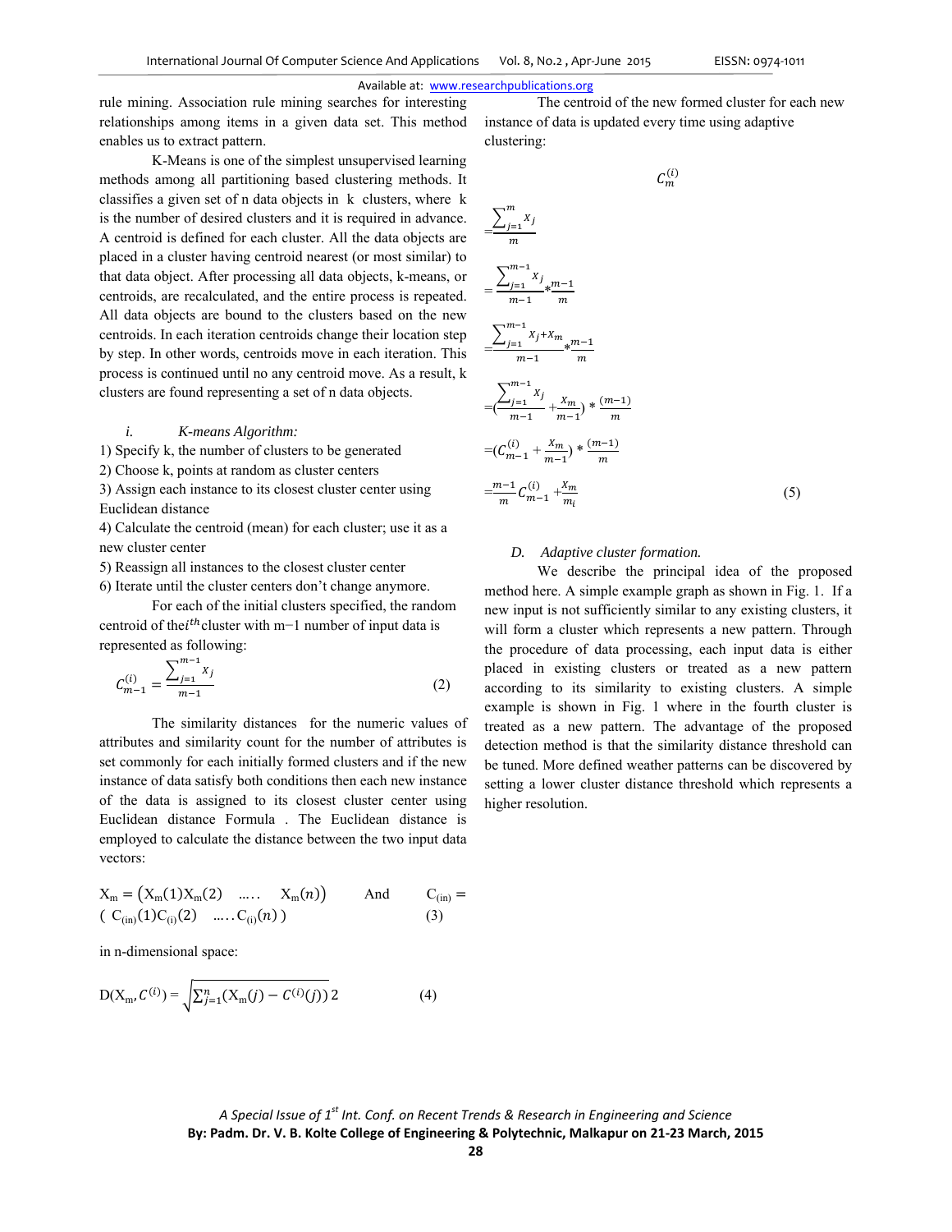rule mining. Association rule mining searches for interesting relationships among items in a given data set. This method enables us to extract pattern.

K-Means is one of the simplest unsupervised learning methods among all partitioning based clustering methods. It classifies a given set of n data objects in k clusters, where k is the number of desired clusters and it is required in advance. A centroid is defined for each cluster. All the data objects are placed in a cluster having centroid nearest (or most similar) to that data object. After processing all data objects, k-means, or centroids, are recalculated, and the entire process is repeated. All data objects are bound to the clusters based on the new centroids. In each iteration centroids change their location step by step. In other words, centroids move in each iteration. This process is continued until no any centroid move. As a result, k clusters are found representing a set of n data objects.

*i. K-means Algorithm:*

1) Specify k, the number of clusters to be generated
2) Choose k, points at random as cluster centers
3) Assign each instance to its closest cluster center using Euclidean distance
4) Calculate the centroid (mean) for each cluster; use it as a new cluster center
5) Reassign all instances to the closest cluster center
6) Iterate until the cluster centers don't change anymore.

For each of the initial clusters specified, the random centroid of the $i^{th}$ cluster with m−1 number of input data is represented as following:

$$C_{m-1}^{(i)} = \frac{\sum_{j=1}^{m-1} x_j}{m-1} \quad (2)$$

The similarity distances for the numeric values of attributes and similarity count for the number of attributes is set commonly for each initially formed clusters and if the new instance of data satisfy both conditions then each new instance of the data is assigned to its closest cluster center using Euclidean distance Formula . The Euclidean distance is employed to calculate the distance between the two input data vectors:

$$X_m = \left(X_m(1) X_m(2) \quad \ldots.. \quad X_m(n)\right) \quad \text{And} \quad C_{(in)} = \left( C_{(in)}(1) C_{(i)}(2) \quad \ldots..C_{(i)}(n) \right) \quad (3)$$

in n-dimensional space:

$$D(X_m, C^{(i)}) = \sqrt{\sum_{j=1}^{n} (X_m(j) - C^{(i)}(j))\,2} \quad (4)$$

The centroid of the new formed cluster for each new instance of data is updated every time using adaptive clustering:

$$C_m^{(i)}$$

$$= \frac{\sum_{j=1}^{m} x_j}{m}$$

$$= \frac{\sum_{j=1}^{m-1} x_j}{m-1} * \frac{m-1}{m}$$

$$= \frac{\sum_{j=1}^{m-1} x_j + x_m}{m-1} * \frac{m-1}{m}$$

$$= \left(\frac{\sum_{j=1}^{m-1} x_j}{m-1} + \frac{x_m}{m-1}\right) * \frac{(m-1)}{m}$$

$$= \left(C_{m-1}^{(i)} + \frac{x_m}{m-1}\right) * \frac{(m-1)}{m}$$

$$= \frac{m-1}{m} C_{m-1}^{(i)} + \frac{x_m}{m_i} \quad (5)$$

*D. Adaptive cluster formation.*

We describe the principal idea of the proposed method here. A simple example graph as shown in Fig. 1. If a new input is not sufficiently similar to any existing clusters, it will form a cluster which represents a new pattern. Through the procedure of data processing, each input data is either placed in existing clusters or treated as a new pattern according to its similarity to existing clusters. A simple example is shown in Fig. 1 where in the fourth cluster is treated as a new pattern. The advantage of the proposed detection method is that the similarity distance threshold can be tuned. More defined weather patterns can be discovered by setting a lower cluster distance threshold which represents a higher resolution.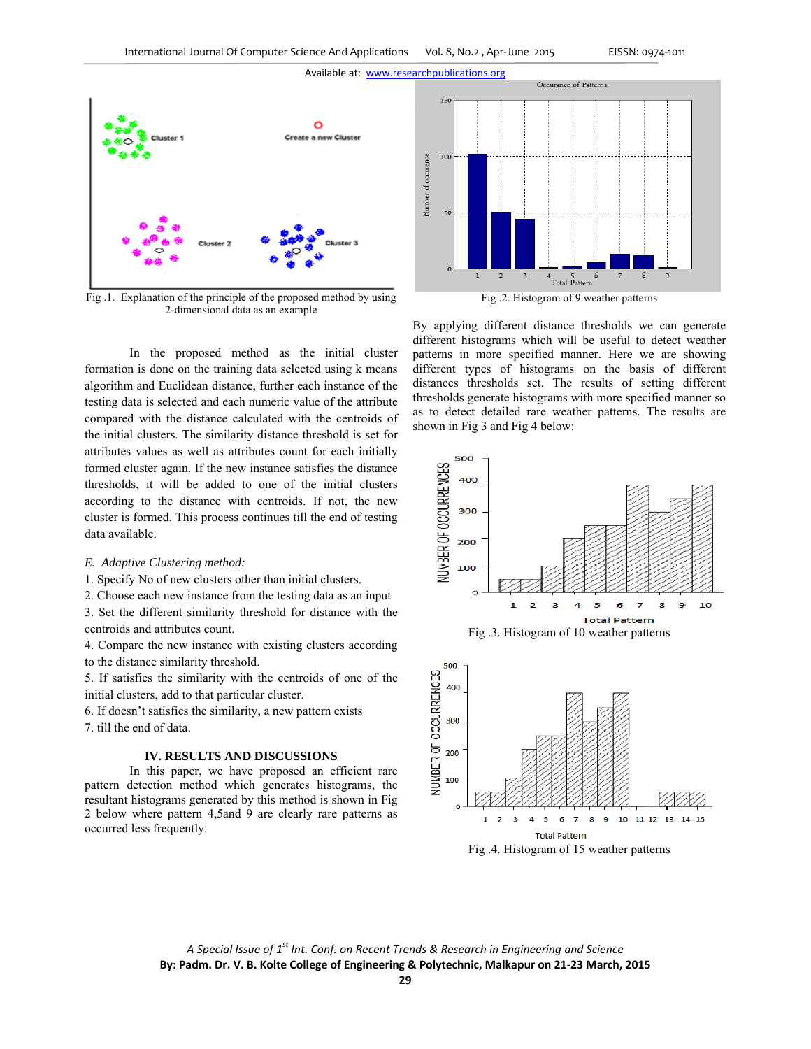Fig .1. Explanation of the principle of the proposed method by using 2-dimensional data as an example

Fig .2. Histogram of 9 weather patterns

In the proposed method as the initial cluster formation is done on the training data selected using k means algorithm and Euclidean distance, further each instance of the testing data is selected and each numeric value of the attribute compared with the distance calculated with the centroids of the initial clusters. The similarity distance threshold is set for attributes values as well as attributes count for each initially formed cluster again. If the new instance satisfies the distance thresholds, it will be added to one of the initial clusters according to the distance with centroids. If not, the new cluster is formed. This process continues till the end of testing data available.

*E. Adaptive Clustering method:*

1. Specify No of new clusters other than initial clusters.
2. Choose each new instance from the testing data as an input
3. Set the different similarity threshold for distance with the centroids and attributes count.
4. Compare the new instance with existing clusters according to the distance similarity threshold.
5. If satisfies the similarity with the centroids of one of the initial clusters, add to that particular cluster.
6. If doesn't satisfies the similarity, a new pattern exists
7. till the end of data.

## IV. RESULTS AND DISCUSSIONS

In this paper, we have proposed an efficient rare pattern detection method which generates histograms, the resultant histograms generated by this method is shown in Fig 2 below where pattern 4,5and 9 are clearly rare patterns as occurred less frequently.

By applying different distance thresholds we can generate different histograms which will be useful to detect weather patterns in more specified manner. Here we are showing different types of histograms on the basis of different distances thresholds set. The results of setting different thresholds generate histograms with more specified manner so as to detect detailed rare weather patterns. The results are shown in Fig 3 and Fig 4 below:

Fig .3. Histogram of 10 weather patterns

Fig .4. Histogram of 15 weather patterns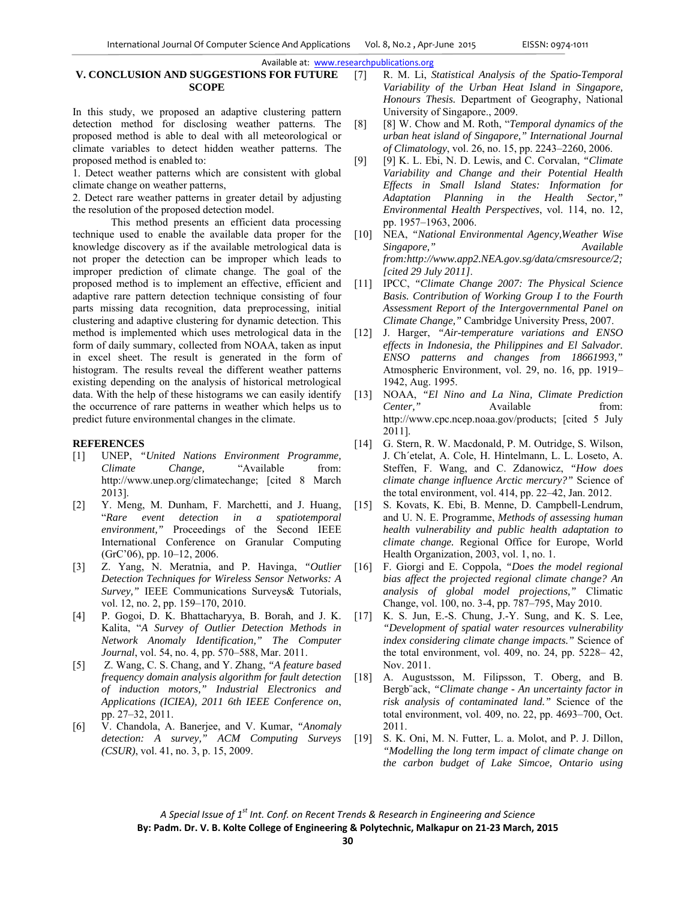## V. CONCLUSION AND SUGGESTIONS FOR FUTURE SCOPE

In this study, we proposed an adaptive clustering pattern detection method for disclosing weather patterns. The proposed method is able to deal with all meteorological or climate variables to detect hidden weather patterns. The proposed method is enabled to:

1. Detect weather patterns which are consistent with global climate change on weather patterns,
2. Detect rare weather patterns in greater detail by adjusting the resolution of the proposed detection model.

This method presents an efficient data processing technique used to enable the available data proper for the knowledge discovery as if the available metrological data is not proper the detection can be improper which leads to improper prediction of climate change. The goal of the proposed method is to implement an effective, efficient and adaptive rare pattern detection technique consisting of four parts missing data recognition, data preprocessing, initial clustering and adaptive clustering for dynamic detection. This method is implemented which uses metrological data in the form of daily summary, collected from NOAA, taken as input in excel sheet. The result is generated in the form of histogram. The results reveal the different weather patterns existing depending on the analysis of historical metrological data. With the help of these histograms we can easily identify the occurrence of rare patterns in weather which helps us to predict future environmental changes in the climate.

## REFERENCES

[1] UNEP, *"United Nations Environment Programme, Climate Change,* "Available from: http://www.unep.org/climatechange; [cited 8 March 2013].

[2] Y. Meng, M. Dunham, F. Marchetti, and J. Huang, "*Rare event detection in a spatiotemporal environment,"* Proceedings of the Second IEEE International Conference on Granular Computing (GrC'06), pp. 10–12, 2006.

[3] Z. Yang, N. Meratnia, and P. Havinga, *"Outlier Detection Techniques for Wireless Sensor Networks: A Survey,"* IEEE Communications Surveys& Tutorials, vol. 12, no. 2, pp. 159–170, 2010.

[4] P. Gogoi, D. K. Bhattacharyya, B. Borah, and J. K. Kalita, "*A Survey of Outlier Detection Methods in Network Anomaly Identification," The Computer Journal*, vol. 54, no. 4, pp. 570–588, Mar. 2011.

[5] Z. Wang, C. S. Chang, and Y. Zhang, *"A feature based frequency domain analysis algorithm for fault detection of induction motors," Industrial Electronics and Applications (ICIEA), 2011 6th IEEE Conference on*, pp. 27–32, 2011.

[6] V. Chandola, A. Banerjee, and V. Kumar, *"Anomaly detection: A survey," ACM Computing Surveys (CSUR)*, vol. 41, no. 3, p. 15, 2009.

[7] R. M. Li, *Statistical Analysis of the Spatio-Temporal Variability of the Urban Heat Island in Singapore, Honours Thesis.* Department of Geography, National University of Singapore., 2009.

[8] [8] W. Chow and M. Roth, "*Temporal dynamics of the urban heat island of Singapore," International Journal of Climatology*, vol. 26, no. 15, pp. 2243–2260, 2006.

[9] [9] K. L. Ebi, N. D. Lewis, and C. Corvalan, *"Climate Variability and Change and their Potential Health Effects in Small Island States: Information for Adaptation Planning in the Health Sector," Environmental Health Perspectives*, vol. 114, no. 12, pp. 1957–1963, 2006.

[10] NEA, *"National Environmental Agency,Weather Wise Singapore," Available from:http://www.app2.NEA.gov.sg/data/cmsresource/2; [cited 29 July 2011]*.

[11] IPCC, *"Climate Change 2007: The Physical Science Basis. Contribution of Working Group I to the Fourth Assessment Report of the Intergovernmental Panel on Climate Change,"* Cambridge University Press, 2007.

[12] J. Harger, *"Air-temperature variations and ENSO effects in Indonesia, the Philippines and El Salvador. ENSO patterns and changes from 18661993,"* Atmospheric Environment, vol. 29, no. 16, pp. 1919–1942, Aug. 1995.

[13] NOAA, *"El Nino and La Nina, Climate Prediction Center,"* Available from: http://www.cpc.ncep.noaa.gov/products; [cited 5 July 2011].

[14] G. Stern, R. W. Macdonald, P. M. Outridge, S. Wilson, J. Ch´etelat, A. Cole, H. Hintelmann, L. L. Loseto, A. Steffen, F. Wang, and C. Zdanowicz, *"How does climate change influence Arctic mercury?"* Science of the total environment, vol. 414, pp. 22–42, Jan. 2012.

[15] S. Kovats, K. Ebi, B. Menne, D. Campbell-Lendrum, and U. N. E. Programme, *Methods of assessing human health vulnerability and public health adaptation to climate change.* Regional Office for Europe, World Health Organization, 2003, vol. 1, no. 1.

[16] F. Giorgi and E. Coppola, *"Does the model regional bias affect the projected regional climate change? An analysis of global model projections,"* Climatic Change, vol. 100, no. 3-4, pp. 787–795, May 2010.

[17] K. S. Jun, E.-S. Chung, J.-Y. Sung, and K. S. Lee, *"Development of spatial water resources vulnerability index considering climate change impacts."* Science of the total environment, vol. 409, no. 24, pp. 5228– 42, Nov. 2011.

[18] A. Augustsson, M. Filipsson, T. Oberg, and B. Bergb¨ack, *"Climate change - An uncertainty factor in risk analysis of contaminated land."* Science of the total environment, vol. 409, no. 22, pp. 4693–700, Oct. 2011.

[19] S. K. Oni, M. N. Futter, L. a. Molot, and P. J. Dillon, *"Modelling the long term impact of climate change on the carbon budget of Lake Simcoe, Ontario using*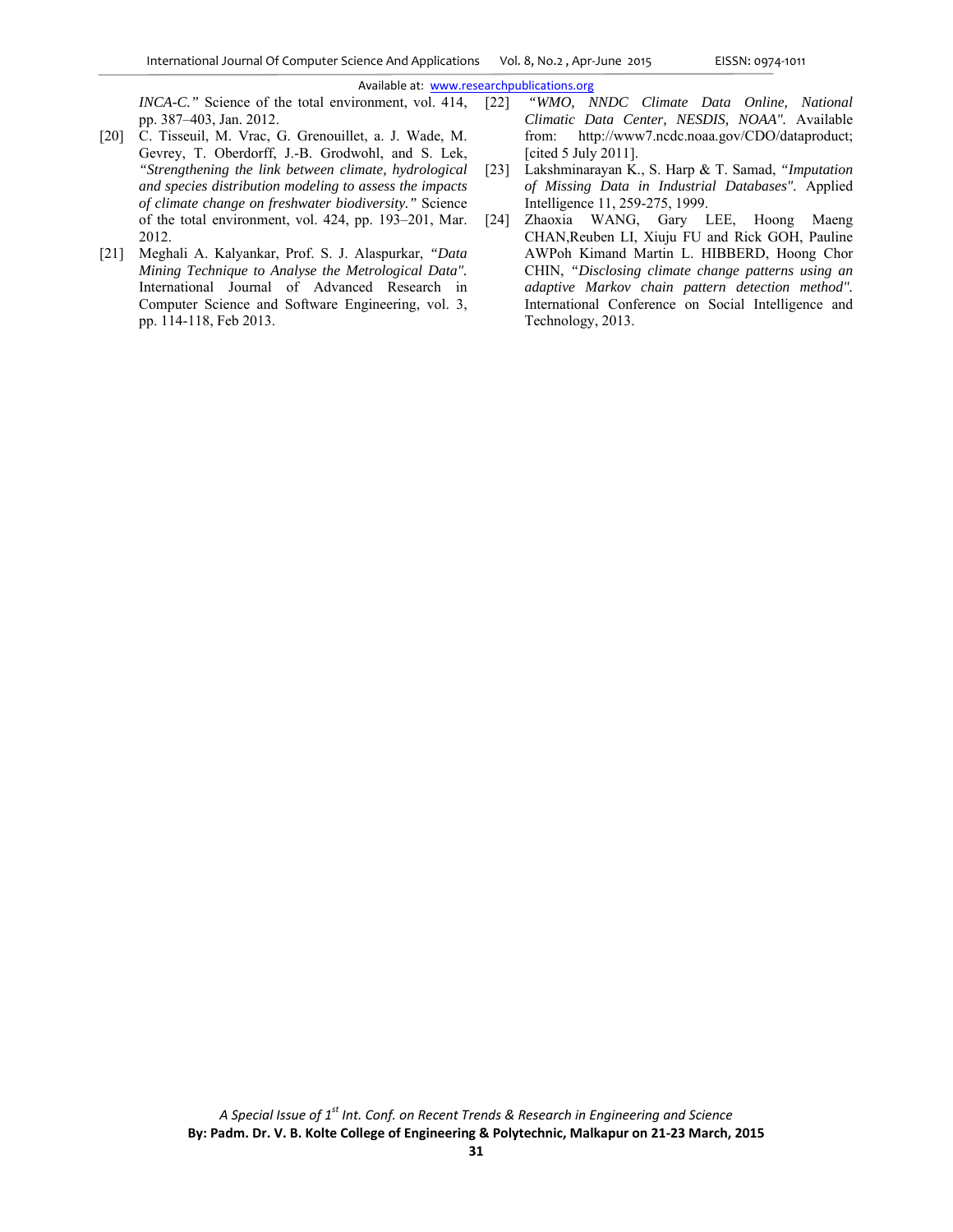*INCA-C."* Science of the total environment, vol. 414, pp. 387–403, Jan. 2012.

[20] C. Tisseuil, M. Vrac, G. Grenouillet, a. J. Wade, M. Gevrey, T. Oberdorff, J.-B. Grodwohl, and S. Lek, *"Strengthening the link between climate, hydrological and species distribution modeling to assess the impacts of climate change on freshwater biodiversity."* Science of the total environment, vol. 424, pp. 193–201, Mar. 2012.

[21] Meghali A. Kalyankar, Prof. S. J. Alaspurkar, *"Data Mining Technique to Analyse the Metrological Data".* International Journal of Advanced Research in Computer Science and Software Engineering, vol. 3, pp. 114-118, Feb 2013.

[22] *"WMO, NNDC Climate Data Online, National Climatic Data Center, NESDIS, NOAA".* Available from: http://www7.ncdc.noaa.gov/CDO/dataproduct; [cited 5 July 2011].

[23] Lakshminarayan K., S. Harp & T. Samad, *"Imputation of Missing Data in Industrial Databases".* Applied Intelligence 11, 259-275, 1999.

[24] Zhaoxia WANG, Gary LEE, Hoong Maeng CHAN,Reuben LI, Xiuju FU and Rick GOH, Pauline AWPoh Kimand Martin L. HIBBERD, Hoong Chor CHIN, *"Disclosing climate change patterns using an adaptive Markov chain pattern detection method".* International Conference on Social Intelligence and Technology, 2013.